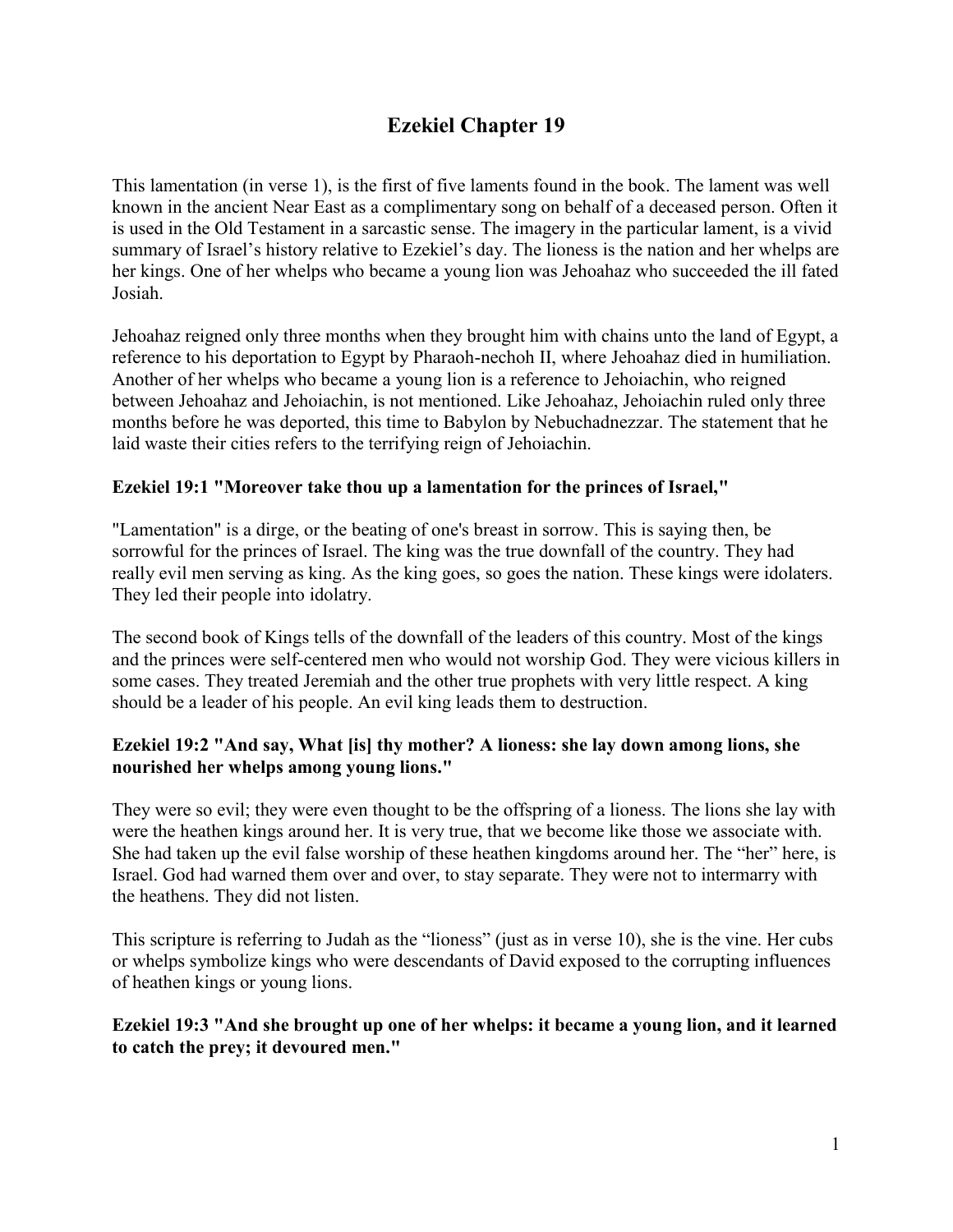# Ezekiel Chapter 19

This lamentation (in verse 1), is the first of five laments found in the book. The lament was well known in the ancient Near East as a complimentary song on behalf of a deceased person. Often it is used in the Old Testament in a sarcastic sense. The imagery in the particular lament, is a vivid summary of Israel's history relative to Ezekiel's day. The lioness is the nation and her whelps are her kings. One of her whelps who became a young lion was Jehoahaz who succeeded the ill fated Josiah.

Jehoahaz reigned only three months when they brought him with chains unto the land of Egypt, a reference to his deportation to Egypt by Pharaoh-nechoh II, where Jehoahaz died in humiliation. Another of her whelps who became a young lion is a reference to Jehoiachin, who reigned between Jehoahaz and Jehoiachin, is not mentioned. Like Jehoahaz, Jehoiachin ruled only three months before he was deported, this time to Babylon by Nebuchadnezzar. The statement that he laid waste their cities refers to the terrifying reign of Jehoiachin.

**Ezekiel 19:1 "Moreover take thou up a lamentation for the princes of Israel,"**

"Lamentation" is a dirge, or the beating of one's breast in sorrow. This is saying then, be sorrowful for the princes of Israel. The king was the true downfall of the country. They had really evil men serving as king. As the king goes, so goes the nation. These kings were idolaters. They led their people into idolatry.

The second book of Kings tells of the downfall of the leaders of this country. Most of the kings and the princes were self-centered men who would not worship God. They were vicious killers in some cases. They treated Jeremiah and the other true prophets with very little respect. A king should be a leader of his people. An evil king leads them to destruction.

**Ezekiel 19:2 "And say, What [is] thy mother? A lioness: she lay down among lions, she nourished her whelps among young lions."**

They were so evil; they were even thought to be the offspring of a lioness. The lions she lay with were the heathen kings around her. It is very true, that we become like those we associate with. She had taken up the evil false worship of these heathen kingdoms around her. The "her" here, is Israel. God had warned them over and over, to stay separate. They were not to intermarry with the heathens. They did not listen.

This scripture is referring to Judah as the "lioness" (just as in verse 10), she is the vine. Her cubs or whelps symbolize kings who were descendants of David exposed to the corrupting influences of heathen kings or young lions.

**Ezekiel 19:3 "And she brought up one of her whelps: it became a young lion, and it learned to catch the prey; it devoured men."**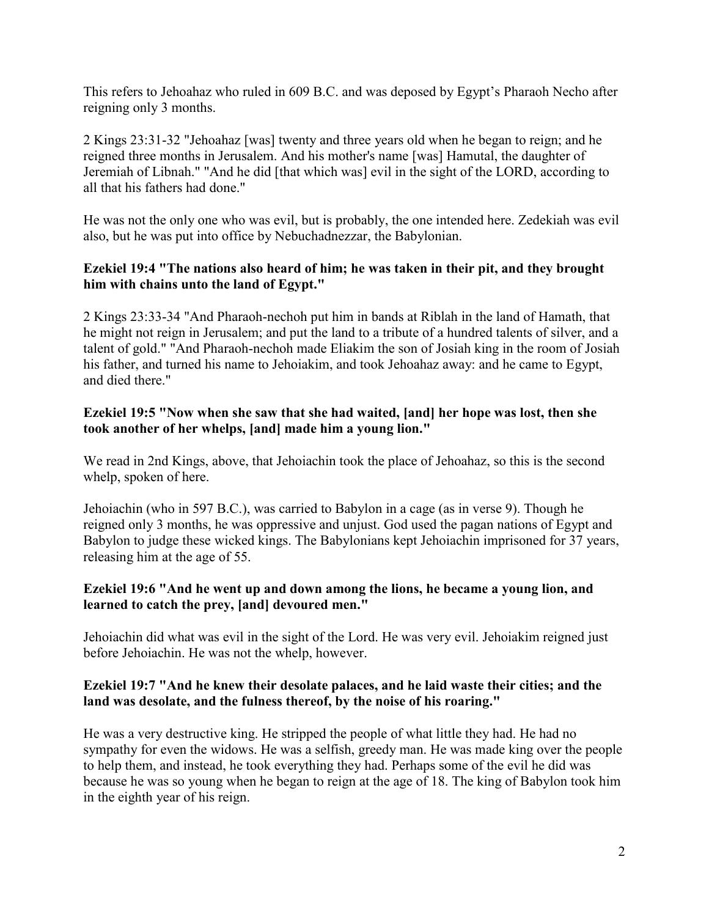This refers to Jehoahaz who ruled in 609 B.C. and was deposed by Egypt's Pharaoh Necho after reigning only 3 months.

2 Kings 23:31-32 "Jehoahaz [was] twenty and three years old when he began to reign; and he reigned three months in Jerusalem. And his mother's name [was] Hamutal, the daughter of Jeremiah of Libnah." "And he did [that which was] evil in the sight of the LORD, according to all that his fathers had done."

He was not the only one who was evil, but is probably, the one intended here. Zedekiah was evil also, but he was put into office by Nebuchadnezzar, the Babylonian.

**Ezekiel 19:4 "The nations also heard of him; he was taken in their pit, and they brought him with chains unto the land of Egypt."**

2 Kings 23:33-34 "And Pharaoh-nechoh put him in bands at Riblah in the land of Hamath, that he might not reign in Jerusalem; and put the land to a tribute of a hundred talents of silver, and a talent of gold." "And Pharaoh-nechoh made Eliakim the son of Josiah king in the room of Josiah his father, and turned his name to Jehoiakim, and took Jehoahaz away: and he came to Egypt, and died there."

**Ezekiel 19:5 "Now when she saw that she had waited, [and] her hope was lost, then she took another of her whelps, [and] made him a young lion."**

We read in 2nd Kings, above, that Jehoiachin took the place of Jehoahaz, so this is the second whelp, spoken of here.

Jehoiachin (who in 597 B.C.), was carried to Babylon in a cage (as in verse 9). Though he reigned only 3 months, he was oppressive and unjust. God used the pagan nations of Egypt and Babylon to judge these wicked kings. The Babylonians kept Jehoiachin imprisoned for 37 years, releasing him at the age of 55.

**Ezekiel 19:6 "And he went up and down among the lions, he became a young lion, and learned to catch the prey, [and] devoured men."**

Jehoiachin did what was evil in the sight of the Lord. He was very evil. Jehoiakim reigned just before Jehoiachin. He was not the whelp, however.

**Ezekiel 19:7 "And he knew their desolate palaces, and he laid waste their cities; and the land was desolate, and the fulness thereof, by the noise of his roaring."**

He was a very destructive king. He stripped the people of what little they had. He had no sympathy for even the widows. He was a selfish, greedy man. He was made king over the people to help them, and instead, he took everything they had. Perhaps some of the evil he did was because he was so young when he began to reign at the age of 18. The king of Babylon took him in the eighth year of his reign.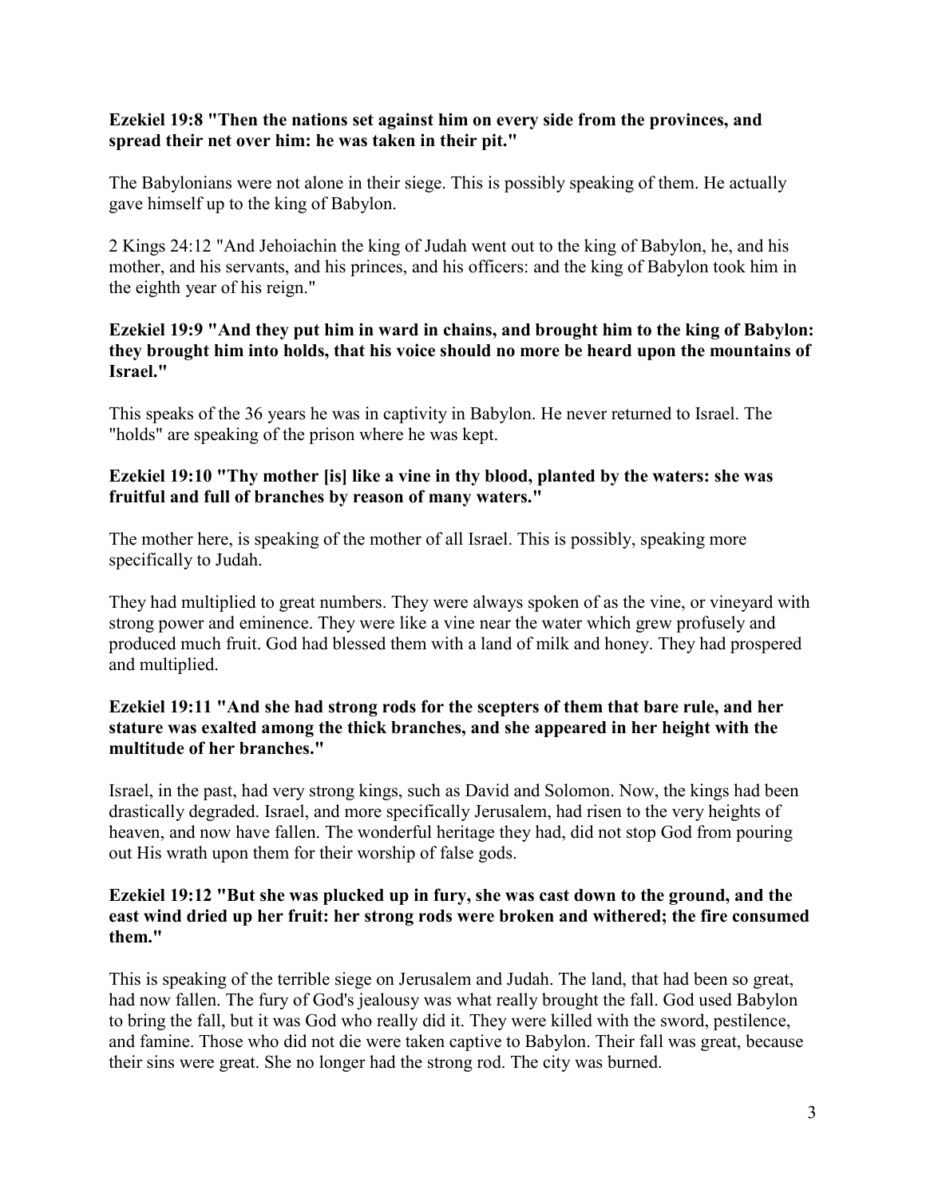**Ezekiel 19:8 "Then the nations set against him on every side from the provinces, and spread their net over him: he was taken in their pit."**

The Babylonians were not alone in their siege. This is possibly speaking of them. He actually gave himself up to the king of Babylon.

2 Kings 24:12 "And Jehoiachin the king of Judah went out to the king of Babylon, he, and his mother, and his servants, and his princes, and his officers: and the king of Babylon took him in the eighth year of his reign."

**Ezekiel 19:9 "And they put him in ward in chains, and brought him to the king of Babylon: they brought him into holds, that his voice should no more be heard upon the mountains of Israel."**

This speaks of the 36 years he was in captivity in Babylon. He never returned to Israel. The "holds" are speaking of the prison where he was kept.

**Ezekiel 19:10 "Thy mother [is] like a vine in thy blood, planted by the waters: she was fruitful and full of branches by reason of many waters."**

The mother here, is speaking of the mother of all Israel. This is possibly, speaking more specifically to Judah.

They had multiplied to great numbers. They were always spoken of as the vine, or vineyard with strong power and eminence. They were like a vine near the water which grew profusely and produced much fruit. God had blessed them with a land of milk and honey. They had prospered and multiplied.

**Ezekiel 19:11 "And she had strong rods for the scepters of them that bare rule, and her stature was exalted among the thick branches, and she appeared in her height with the multitude of her branches."**

Israel, in the past, had very strong kings, such as David and Solomon. Now, the kings had been drastically degraded. Israel, and more specifically Jerusalem, had risen to the very heights of heaven, and now have fallen. The wonderful heritage they had, did not stop God from pouring out His wrath upon them for their worship of false gods.

**Ezekiel 19:12 "But she was plucked up in fury, she was cast down to the ground, and the east wind dried up her fruit: her strong rods were broken and withered; the fire consumed them."**

This is speaking of the terrible siege on Jerusalem and Judah. The land, that had been so great, had now fallen. The fury of God's jealousy was what really brought the fall. God used Babylon to bring the fall, but it was God who really did it. They were killed with the sword, pestilence, and famine. Those who did not die were taken captive to Babylon. Their fall was great, because their sins were great. She no longer had the strong rod. The city was burned.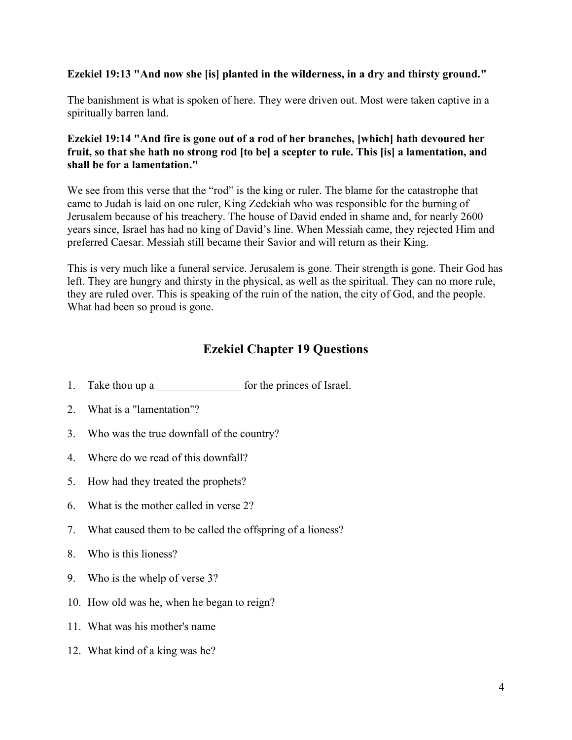**Ezekiel 19:13 "And now she [is] planted in the wilderness, in a dry and thirsty ground."**

The banishment is what is spoken of here. They were driven out. Most were taken captive in a spiritually barren land.

**Ezekiel 19:14 "And fire is gone out of a rod of her branches, [which] hath devoured her fruit, so that she hath no strong rod [to be] a scepter to rule. This [is] a lamentation, and shall be for a lamentation."**

We see from this verse that the "rod" is the king or ruler. The blame for the catastrophe that came to Judah is laid on one ruler, King Zedekiah who was responsible for the burning of Jerusalem because of his treachery. The house of David ended in shame and, for nearly 2600 years since, Israel has had no king of David's line. When Messiah came, they rejected Him and preferred Caesar. Messiah still became their Savior and will return as their King.

This is very much like a funeral service. Jerusalem is gone. Their strength is gone. Their God has left. They are hungry and thirsty in the physical, as well as the spiritual. They can no more rule, they are ruled over. This is speaking of the ruin of the nation, the city of God, and the people. What had been so proud is gone.

## Ezekiel Chapter 19 Questions

1. Take thou up a _______________ for the princes of Israel.
2. What is a "lamentation"?
3. Who was the true downfall of the country?
4. Where do we read of this downfall?
5. How had they treated the prophets?
6. What is the mother called in verse 2?
7. What caused them to be called the offspring of a lioness?
8. Who is this lioness?
9. Who is the whelp of verse 3?
10. How old was he, when he began to reign?
11. What was his mother's name
12. What kind of a king was he?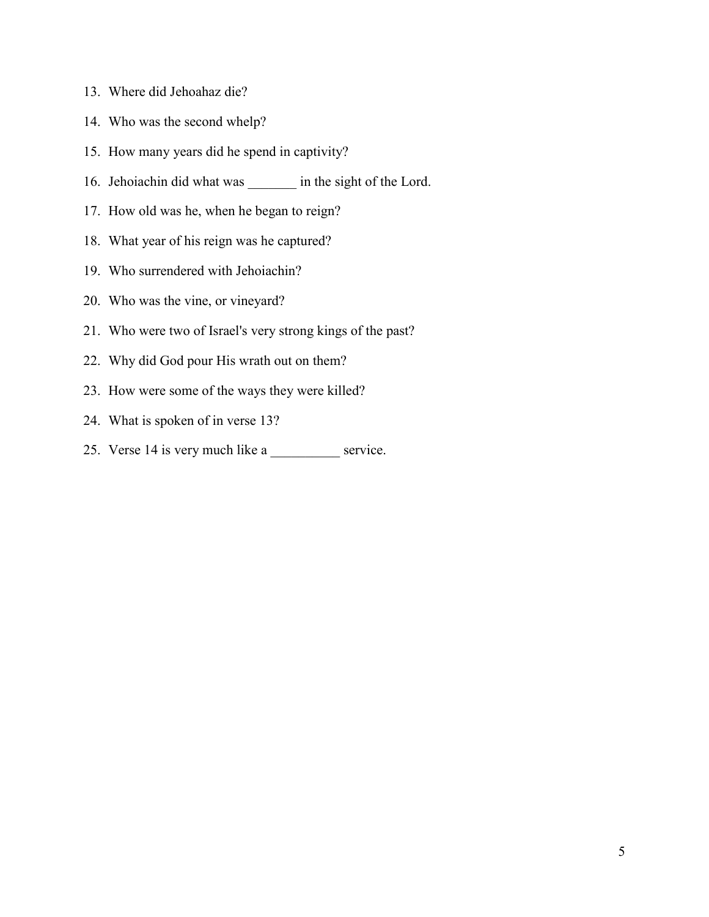13. Where did Jehoahaz die?
14. Who was the second whelp?
15. How many years did he spend in captivity?
16. Jehoiachin did what was _______ in the sight of the Lord.
17. How old was he, when he began to reign?
18. What year of his reign was he captured?
19. Who surrendered with Jehoiachin?
20. Who was the vine, or vineyard?
21. Who were two of Israel's very strong kings of the past?
22. Why did God pour His wrath out on them?
23. How were some of the ways they were killed?
24. What is spoken of in verse 13?
25. Verse 14 is very much like a __________ service.